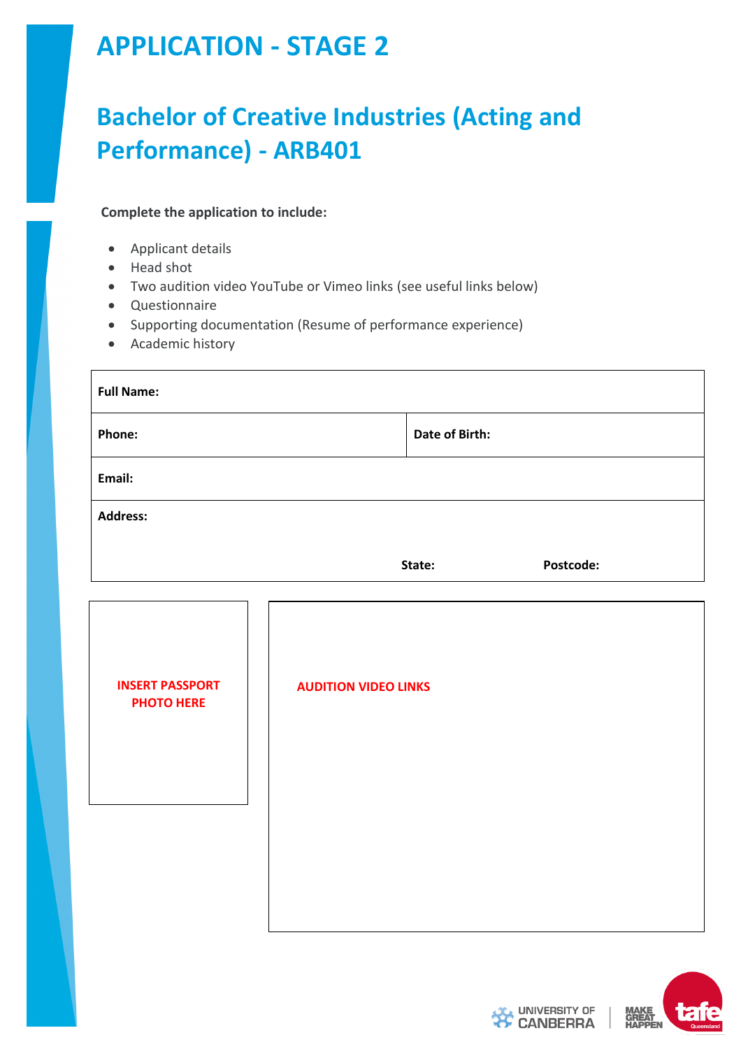# APPLICATION - STAGE 2

## Bachelor of Creative Industries (Acting and Performance) - ARB401

**Complete the application to include:**

- Applicant details
- Head shot
- Two audition video YouTube or Vimeo links (see useful links below)
- Questionnaire
- Supporting documentation (Resume of performance experience)
- Academic history

| **Full Name:** | | |
|---|---|---|
| **Phone:** | **Date of Birth:** | |
| **Email:** | | |
| **Address:** | **State:** | **Postcode:** |

| INSERT PASSPORT PHOTO HERE | AUDITION VIDEO LINKS |
|---|---|
| | |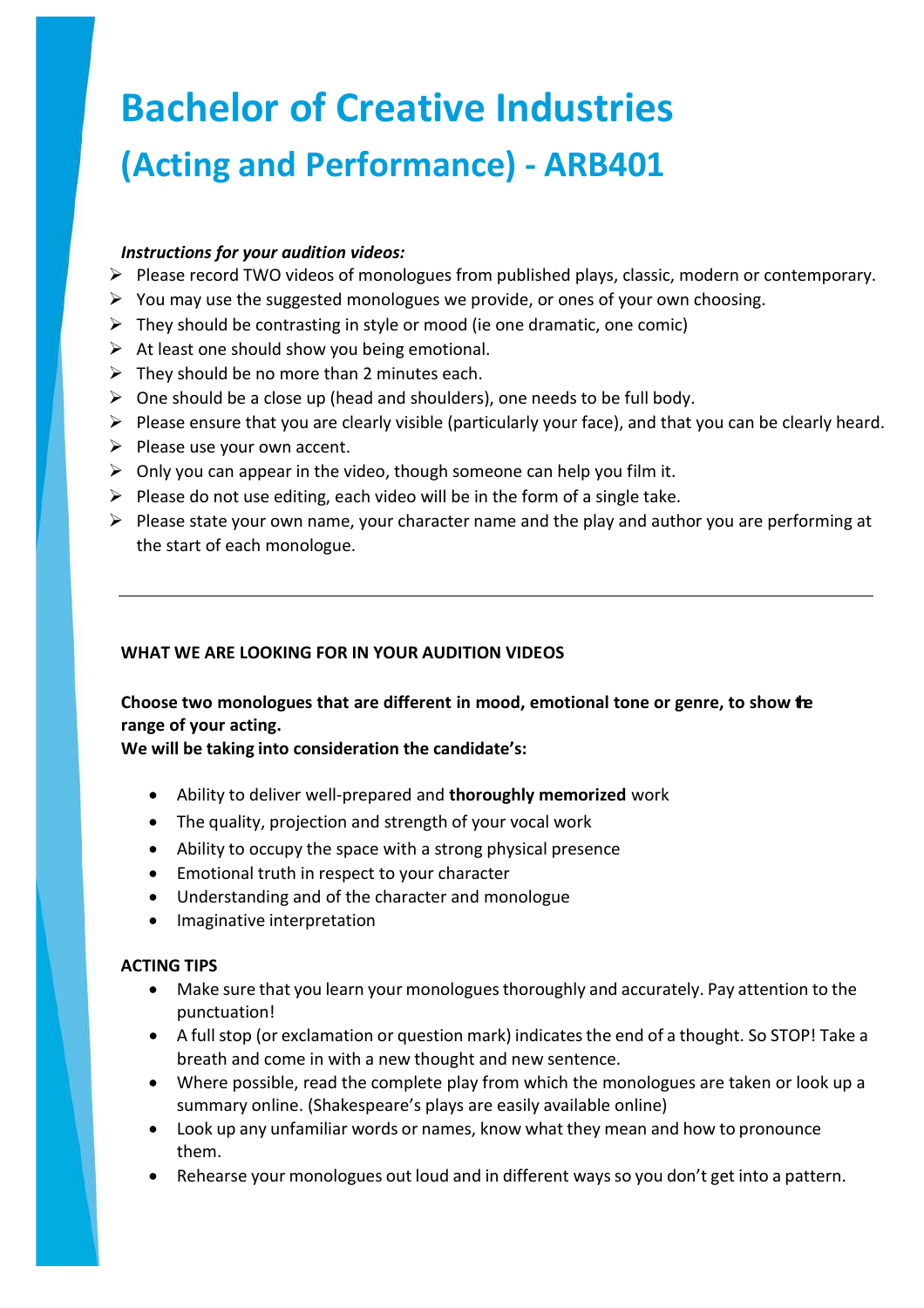# Bachelor of Creative Industries

## (Acting and Performance) - ARB401

***Instructions for your audition videos:***

- Please record TWO videos of monologues from published plays, classic, modern or contemporary.
- You may use the suggested monologues we provide, or ones of your own choosing.
- They should be contrasting in style or mood (ie one dramatic, one comic)
- At least one should show you being emotional.
- They should be no more than 2 minutes each.
- One should be a close up (head and shoulders), one needs to be full body.
- Please ensure that you are clearly visible (particularly your face), and that you can be clearly heard.
- Please use your own accent.
- Only you can appear in the video, though someone can help you film it.
- Please do not use editing, each video will be in the form of a single take.
- Please state your own name, your character name and the play and author you are performing at the start of each monologue.

---

**WHAT WE ARE LOOKING FOR IN YOUR AUDITION VIDEOS**

**Choose two monologues that are different in mood, emotional tone or genre, to show the range of your acting.**
**We will be taking into consideration the candidate's:**

- Ability to deliver well-prepared and **thoroughly memorized** work
- The quality, projection and strength of your vocal work
- Ability to occupy the space with a strong physical presence
- Emotional truth in respect to your character
- Understanding and of the character and monologue
- Imaginative interpretation

**ACTING TIPS**

- Make sure that you learn your monologues thoroughly and accurately. Pay attention to the punctuation!
- A full stop (or exclamation or question mark) indicates the end of a thought. So STOP! Take a breath and come in with a new thought and new sentence.
- Where possible, read the complete play from which the monologues are taken or look up a summary online. (Shakespeare's plays are easily available online)
- Look up any unfamiliar words or names, know what they mean and how to pronounce them.
- Rehearse your monologues out loud and in different ways so you don't get into a pattern.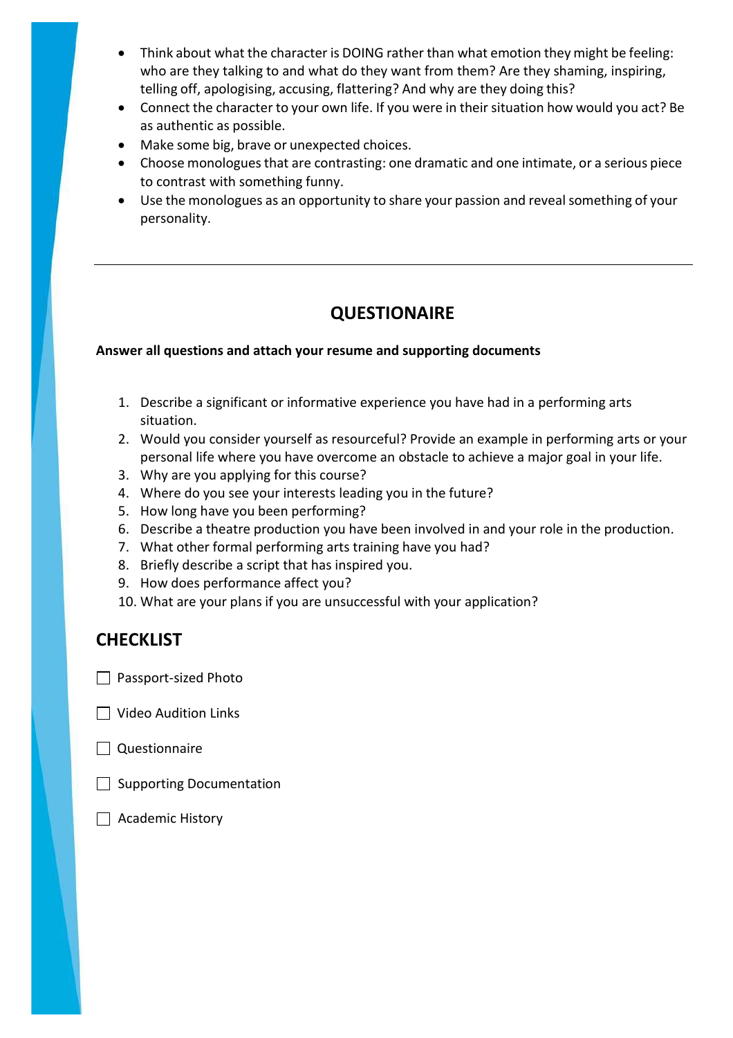- Think about what the character is DOING rather than what emotion they might be feeling: who are they talking to and what do they want from them? Are they shaming, inspiring, telling off, apologising, accusing, flattering? And why are they doing this?
- Connect the character to your own life. If you were in their situation how would you act? Be as authentic as possible.
- Make some big, brave or unexpected choices.
- Choose monologues that are contrasting: one dramatic and one intimate, or a serious piece to contrast with something funny.
- Use the monologues as an opportunity to share your passion and reveal something of your personality.

---

## QUESTIONAIRE

**Answer all questions and attach your resume and supporting documents**

1. Describe a significant or informative experience you have had in a performing arts situation.
2. Would you consider yourself as resourceful? Provide an example in performing arts or your personal life where you have overcome an obstacle to achieve a major goal in your life.
3. Why are you applying for this course?
4. Where do you see your interests leading you in the future?
5. How long have you been performing?
6. Describe a theatre production you have been involved in and your role in the production.
7. What other formal performing arts training have you had?
8. Briefly describe a script that has inspired you.
9. How does performance affect you?
10. What are your plans if you are unsuccessful with your application?

## CHECKLIST

- ☐ Passport-sized Photo
- ☐ Video Audition Links
- ☐ Questionnaire
- ☐ Supporting Documentation
- ☐ Academic History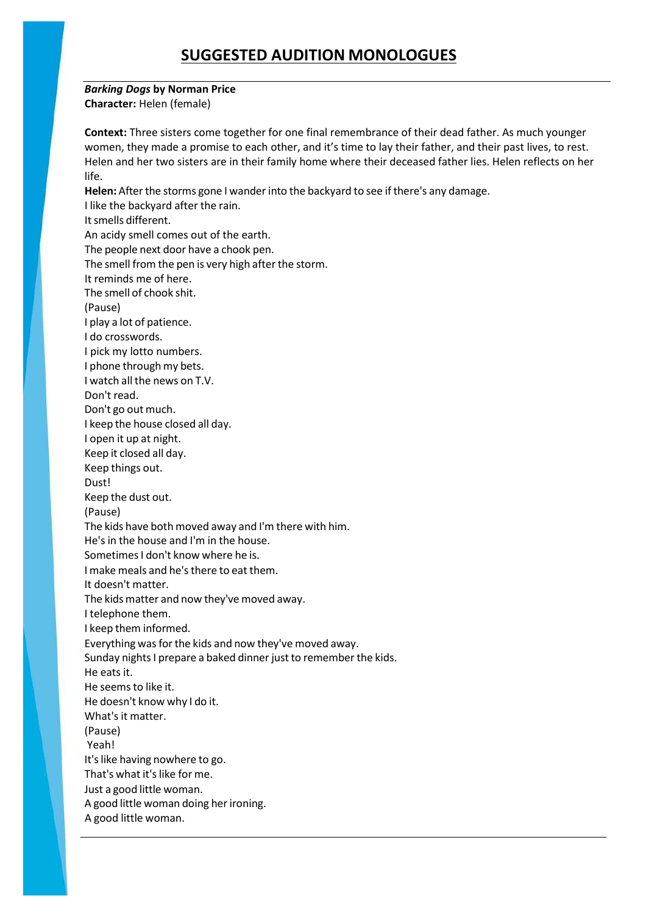# SUGGESTED AUDITION MONOLOGUES

***Barking Dogs*** **by Norman Price**
**Character:** Helen (female)

**Context:** Three sisters come together for one final remembrance of their dead father. As much younger women, they made a promise to each other, and it's time to lay their father, and their past lives, to rest. Helen and her two sisters are in their family home where their deceased father lies. Helen reflects on her life.

**Helen:** After the storms gone I wander into the backyard to see if there's any damage.
I like the backyard after the rain.
It smells different.
An acidy smell comes out of the earth.
The people next door have a chook pen.
The smell from the pen is very high after the storm.
It reminds me of here.
The smell of chook shit.
(Pause)
I play a lot of patience.
I do crosswords.
I pick my lotto numbers.
I phone through my bets.
I watch all the news on T.V.
Don't read.
Don't go out much.
I keep the house closed all day.
I open it up at night.
Keep it closed all day.
Keep things out.
Dust!
Keep the dust out.
(Pause)
The kids have both moved away and I'm there with him.
He's in the house and I'm in the house.
Sometimes I don't know where he is.
I make meals and he's there to eat them.
It doesn't matter.
The kids matter and now they've moved away.
I telephone them.
I keep them informed.
Everything was for the kids and now they've moved away.
Sunday nights I prepare a baked dinner just to remember the kids.
He eats it.
He seems to like it.
He doesn't know why I do it.
What's it matter.
(Pause)
Yeah!
It's like having nowhere to go.
That's what it's like for me.
Just a good little woman.
A good little woman doing her ironing.
A good little woman.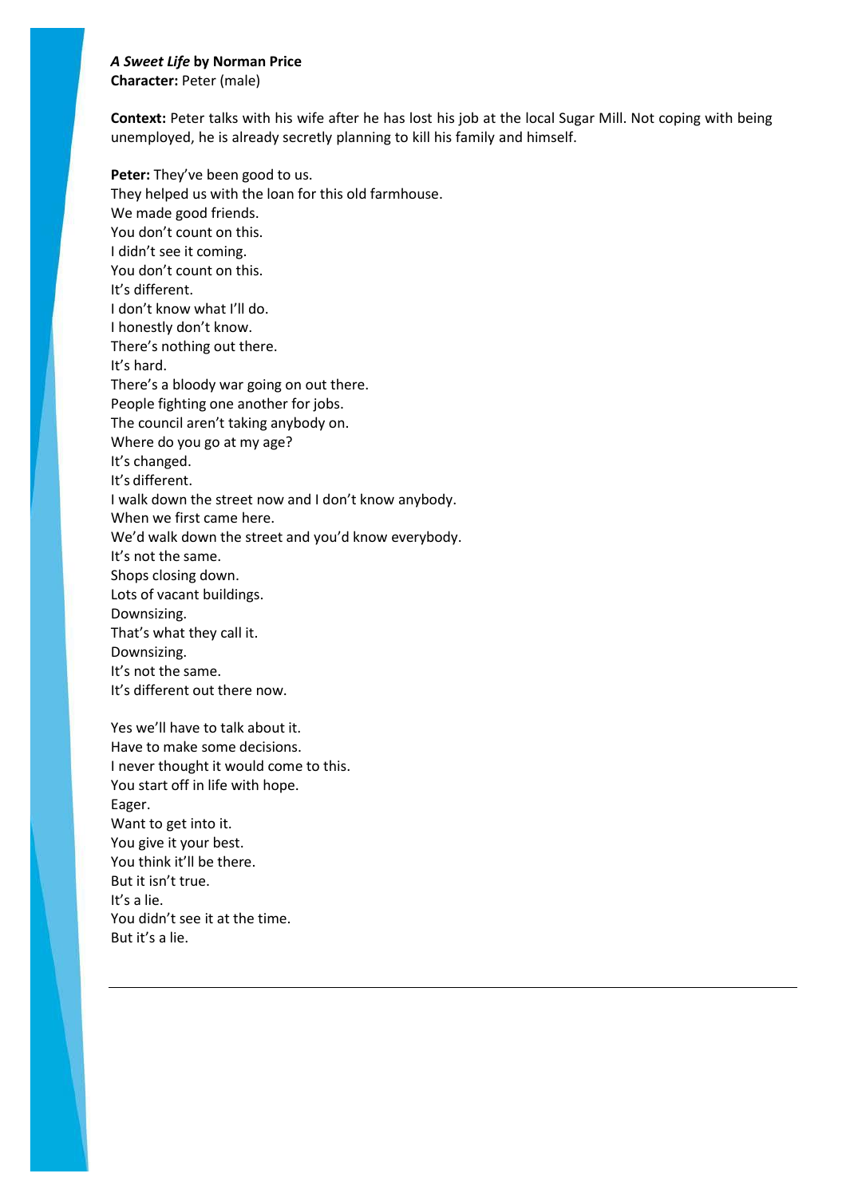***A Sweet Life*** **by Norman Price**
**Character:** Peter (male)

**Context:** Peter talks with his wife after he has lost his job at the local Sugar Mill. Not coping with being unemployed, he is already secretly planning to kill his family and himself.

**Peter:** They've been good to us.
They helped us with the loan for this old farmhouse.
We made good friends.
You don't count on this.
I didn't see it coming.
You don't count on this.
It's different.
I don't know what I'll do.
I honestly don't know.
There's nothing out there.
It's hard.
There's a bloody war going on out there.
People fighting one another for jobs.
The council aren't taking anybody on.
Where do you go at my age?
It's changed.
It's different.
I walk down the street now and I don't know anybody.
When we first came here.
We'd walk down the street and you'd know everybody.
It's not the same.
Shops closing down.
Lots of vacant buildings.
Downsizing.
That's what they call it.
Downsizing.
It's not the same.
It's different out there now.

Yes we'll have to talk about it.
Have to make some decisions.
I never thought it would come to this.
You start off in life with hope.
Eager.
Want to get into it.
You give it your best.
You think it'll be there.
But it isn't true.
It's a lie.
You didn't see it at the time.
But it's a lie.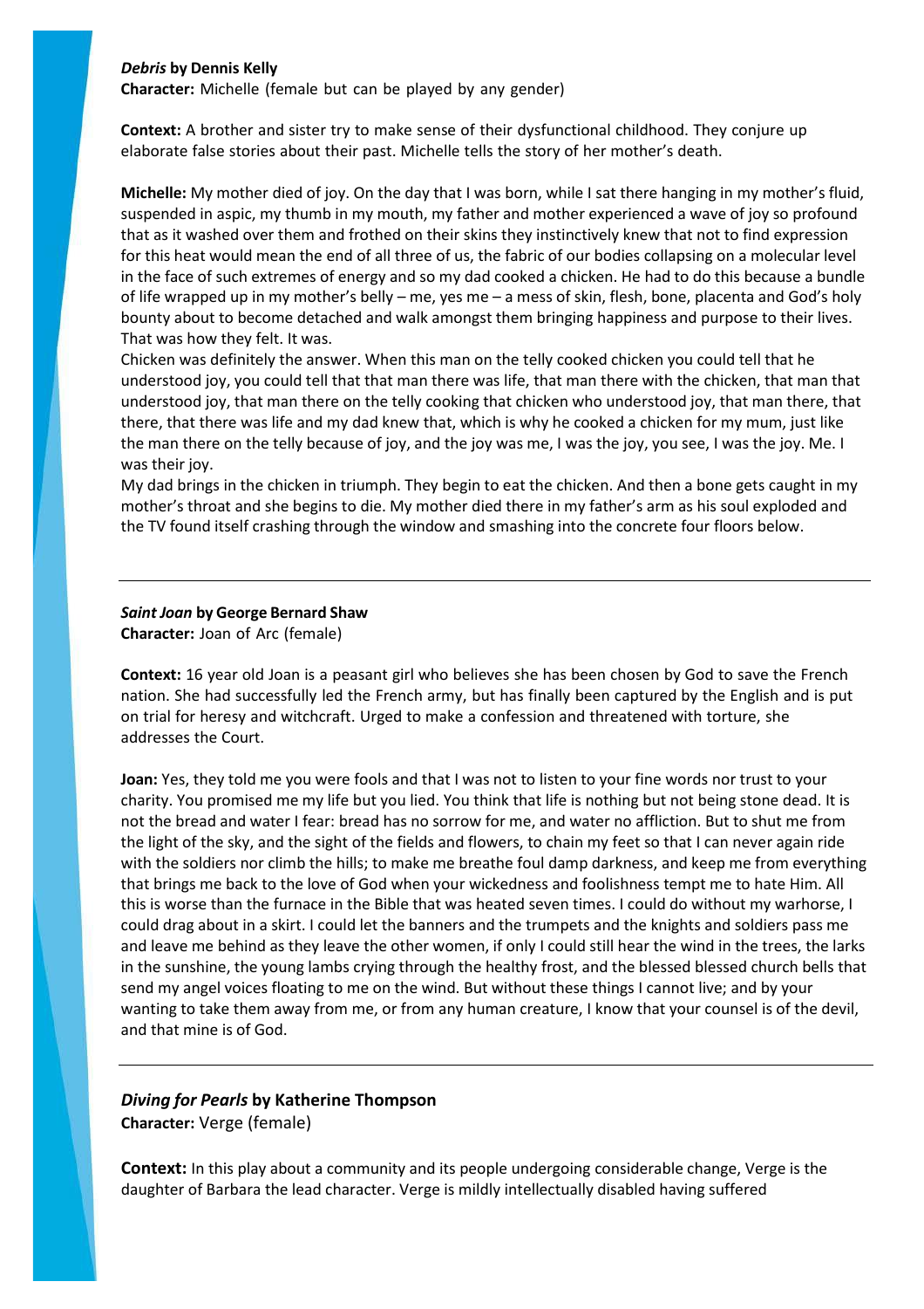***Debris* by Dennis Kelly**
**Character:** Michelle (female but can be played by any gender)

**Context:** A brother and sister try to make sense of their dysfunctional childhood. They conjure up elaborate false stories about their past. Michelle tells the story of her mother's death.

**Michelle:** My mother died of joy. On the day that I was born, while I sat there hanging in my mother's fluid, suspended in aspic, my thumb in my mouth, my father and mother experienced a wave of joy so profound that as it washed over them and frothed on their skins they instinctively knew that not to find expression for this heat would mean the end of all three of us, the fabric of our bodies collapsing on a molecular level in the face of such extremes of energy and so my dad cooked a chicken. He had to do this because a bundle of life wrapped up in my mother's belly – me, yes me – a mess of skin, flesh, bone, placenta and God's holy bounty about to become detached and walk amongst them bringing happiness and purpose to their lives. That was how they felt. It was.
Chicken was definitely the answer. When this man on the telly cooked chicken you could tell that he understood joy, you could tell that that man there was life, that man there with the chicken, that man that understood joy, that man there on the telly cooking that chicken who understood joy, that man there, that there, that there was life and my dad knew that, which is why he cooked a chicken for my mum, just like the man there on the telly because of joy, and the joy was me, I was the joy, you see, I was the joy. Me. I was their joy.
My dad brings in the chicken in triumph. They begin to eat the chicken. And then a bone gets caught in my mother's throat and she begins to die. My mother died there in my father's arm as his soul exploded and the TV found itself crashing through the window and smashing into the concrete four floors below.

---

***Saint Joan* by George Bernard Shaw**
**Character:** Joan of Arc (female)

**Context:** 16 year old Joan is a peasant girl who believes she has been chosen by God to save the French nation. She had successfully led the French army, but has finally been captured by the English and is put on trial for heresy and witchcraft. Urged to make a confession and threatened with torture, she addresses the Court.

**Joan:** Yes, they told me you were fools and that I was not to listen to your fine words nor trust to your charity. You promised me my life but you lied. You think that life is nothing but not being stone dead. It is not the bread and water I fear: bread has no sorrow for me, and water no affliction. But to shut me from the light of the sky, and the sight of the fields and flowers, to chain my feet so that I can never again ride with the soldiers nor climb the hills; to make me breathe foul damp darkness, and keep me from everything that brings me back to the love of God when your wickedness and foolishness tempt me to hate Him. All this is worse than the furnace in the Bible that was heated seven times. I could do without my warhorse, I could drag about in a skirt. I could let the banners and the trumpets and the knights and soldiers pass me and leave me behind as they leave the other women, if only I could still hear the wind in the trees, the larks in the sunshine, the young lambs crying through the healthy frost, and the blessed blessed church bells that send my angel voices floating to me on the wind. But without these things I cannot live; and by your wanting to take them away from me, or from any human creature, I know that your counsel is of the devil, and that mine is of God.

---

***Diving for Pearls* by Katherine Thompson**
**Character:** Verge (female)

**Context:** In this play about a community and its people undergoing considerable change, Verge is the daughter of Barbara the lead character. Verge is mildly intellectually disabled having suffered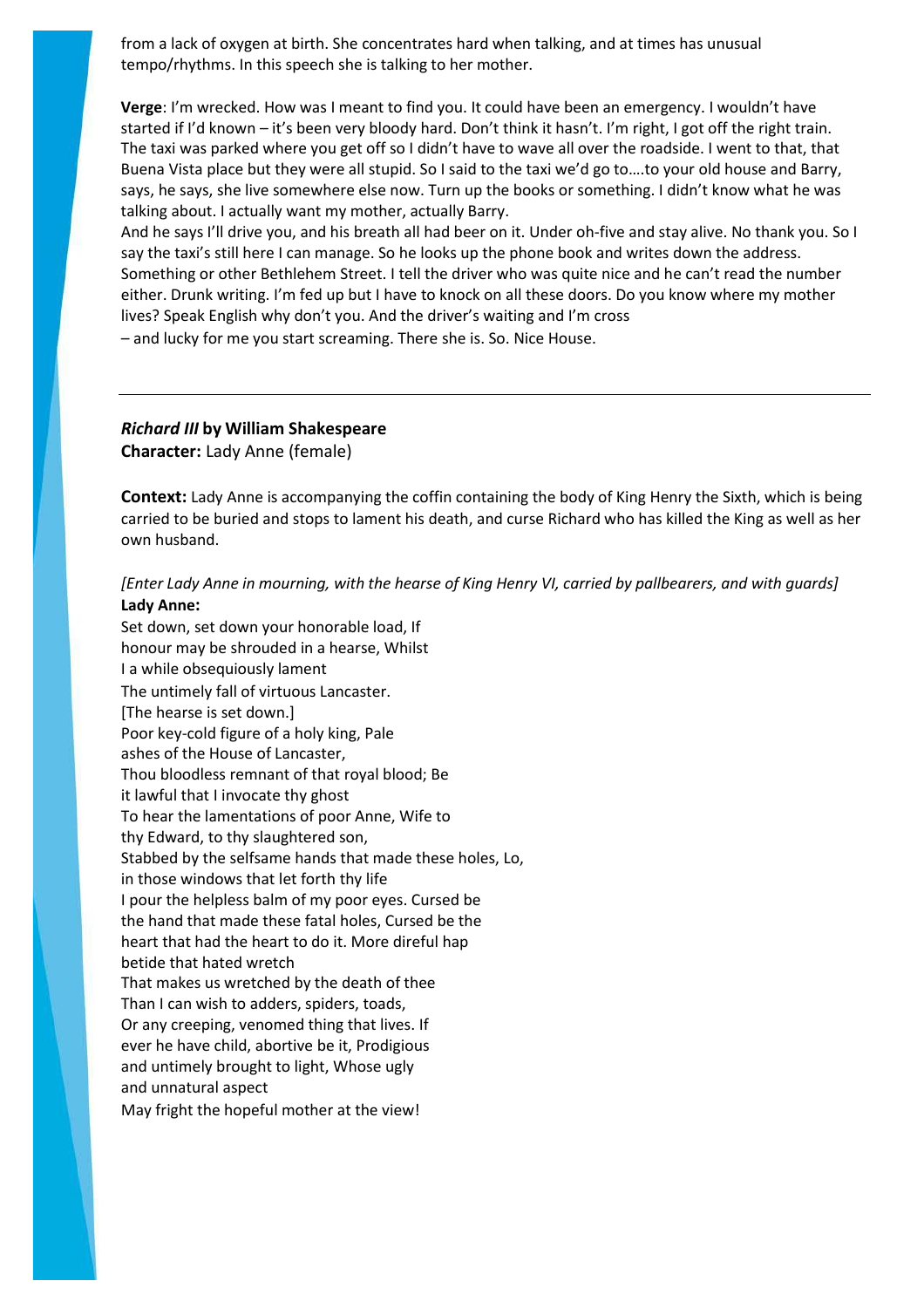from a lack of oxygen at birth. She concentrates hard when talking, and at times has unusual tempo/rhythms. In this speech she is talking to her mother.

**Verge**: I'm wrecked. How was I meant to find you. It could have been an emergency. I wouldn't have started if I'd known – it's been very bloody hard. Don't think it hasn't. I'm right, I got off the right train. The taxi was parked where you get off so I didn't have to wave all over the roadside. I went to that, that Buena Vista place but they were all stupid. So I said to the taxi we'd go to….to your old house and Barry, says, he says, she live somewhere else now. Turn up the books or something. I didn't know what he was talking about. I actually want my mother, actually Barry.
And he says I'll drive you, and his breath all had beer on it. Under oh-five and stay alive. No thank you. So I say the taxi's still here I can manage. So he looks up the phone book and writes down the address. Something or other Bethlehem Street. I tell the driver who was quite nice and he can't read the number either. Drunk writing. I'm fed up but I have to knock on all these doors. Do you know where my mother lives? Speak English why don't you. And the driver's waiting and I'm cross
– and lucky for me you start screaming. There she is. So. Nice House.

---

***Richard III* by William Shakespeare**
**Character:** Lady Anne (female)

**Context:** Lady Anne is accompanying the coffin containing the body of King Henry the Sixth, which is being carried to be buried and stops to lament his death, and curse Richard who has killed the King as well as her own husband.

*[Enter Lady Anne in mourning, with the hearse of King Henry VI, carried by pallbearers, and with guards]*
**Lady Anne:**
Set down, set down your honorable load, If
honour may be shrouded in a hearse, Whilst
I a while obsequiously lament
The untimely fall of virtuous Lancaster.
[The hearse is set down.]
Poor key-cold figure of a holy king, Pale
ashes of the House of Lancaster,
Thou bloodless remnant of that royal blood; Be
it lawful that I invocate thy ghost
To hear the lamentations of poor Anne, Wife to
thy Edward, to thy slaughtered son,
Stabbed by the selfsame hands that made these holes, Lo,
in those windows that let forth thy life
I pour the helpless balm of my poor eyes. Cursed be
the hand that made these fatal holes, Cursed be the
heart that had the heart to do it. More direful hap
betide that hated wretch
That makes us wretched by the death of thee
Than I can wish to adders, spiders, toads,
Or any creeping, venomed thing that lives. If
ever he have child, abortive be it, Prodigious
and untimely brought to light, Whose ugly
and unnatural aspect
May fright the hopeful mother at the view!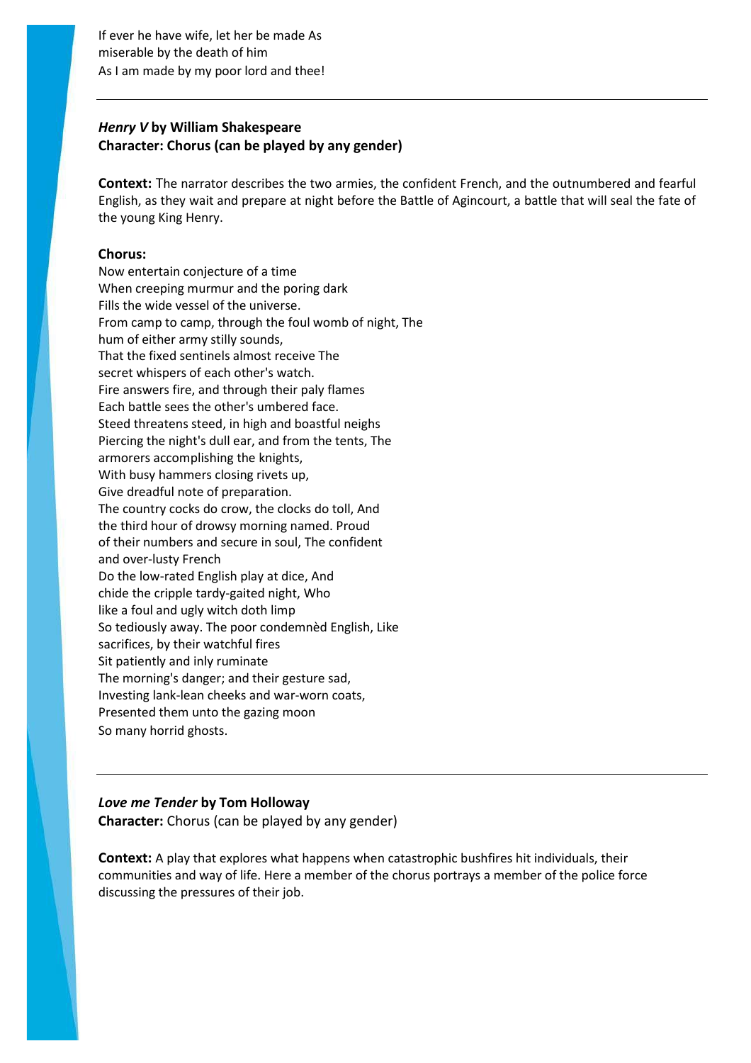If ever he have wife, let her be made As
miserable by the death of him
As I am made by my poor lord and thee!

---

### *Henry V* by William Shakespeare
**Character: Chorus (can be played by any gender)**

**Context:** The narrator describes the two armies, the confident French, and the outnumbered and fearful English, as they wait and prepare at night before the Battle of Agincourt, a battle that will seal the fate of the young King Henry.

**Chorus:**

Now entertain conjecture of a time
When creeping murmur and the poring dark
Fills the wide vessel of the universe.
From camp to camp, through the foul womb of night, The
hum of either army stilly sounds,
That the fixed sentinels almost receive The
secret whispers of each other's watch.
Fire answers fire, and through their paly flames
Each battle sees the other's umbered face.
Steed threatens steed, in high and boastful neighs
Piercing the night's dull ear, and from the tents, The
armorers accomplishing the knights,
With busy hammers closing rivets up,
Give dreadful note of preparation.
The country cocks do crow, the clocks do toll, And
the third hour of drowsy morning named. Proud
of their numbers and secure in soul, The confident
and over-lusty French
Do the low-rated English play at dice, And
chide the cripple tardy-gaited night, Who
like a foul and ugly witch doth limp
So tediously away. The poor condemnèd English, Like
sacrifices, by their watchful fires
Sit patiently and inly ruminate
The morning's danger; and their gesture sad,
Investing lank-lean cheeks and war-worn coats,
Presented them unto the gazing moon
So many horrid ghosts.

---

### *Love me Tender* by Tom Holloway
**Character:** Chorus (can be played by any gender)

**Context:** A play that explores what happens when catastrophic bushfires hit individuals, their communities and way of life. Here a member of the chorus portrays a member of the police force discussing the pressures of their job.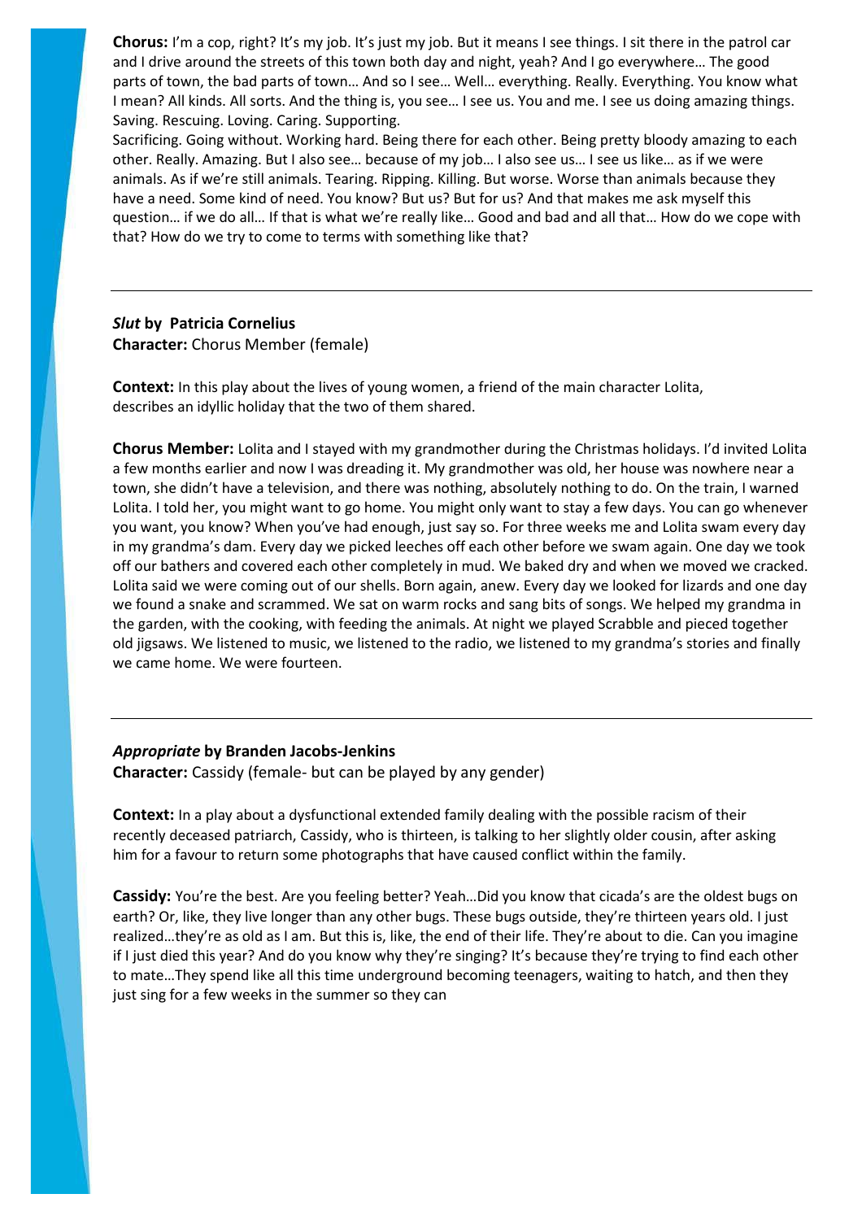**Chorus:** I'm a cop, right? It's my job. It's just my job. But it means I see things. I sit there in the patrol car and I drive around the streets of this town both day and night, yeah? And I go everywhere… The good parts of town, the bad parts of town… And so I see… Well… everything. Really. Everything. You know what I mean? All kinds. All sorts. And the thing is, you see… I see us. You and me. I see us doing amazing things. Saving. Rescuing. Loving. Caring. Supporting.
Sacrificing. Going without. Working hard. Being there for each other. Being pretty bloody amazing to each other. Really. Amazing. But I also see… because of my job… I also see us… I see us like… as if we were animals. As if we're still animals. Tearing. Ripping. Killing. But worse. Worse than animals because they have a need. Some kind of need. You know? But us? But for us? And that makes me ask myself this question… if we do all… If that is what we're really like… Good and bad and all that… How do we cope with that? How do we try to come to terms with something like that?

---

***Slut*** **by Patricia Cornelius**
**Character:** Chorus Member (female)

**Context:** In this play about the lives of young women, a friend of the main character Lolita, describes an idyllic holiday that the two of them shared.

**Chorus Member:** Lolita and I stayed with my grandmother during the Christmas holidays. I'd invited Lolita a few months earlier and now I was dreading it. My grandmother was old, her house was nowhere near a town, she didn't have a television, and there was nothing, absolutely nothing to do. On the train, I warned Lolita. I told her, you might want to go home. You might only want to stay a few days. You can go whenever you want, you know? When you've had enough, just say so. For three weeks me and Lolita swam every day in my grandma's dam. Every day we picked leeches off each other before we swam again. One day we took off our bathers and covered each other completely in mud. We baked dry and when we moved we cracked. Lolita said we were coming out of our shells. Born again, anew. Every day we looked for lizards and one day we found a snake and scrammed. We sat on warm rocks and sang bits of songs. We helped my grandma in the garden, with the cooking, with feeding the animals. At night we played Scrabble and pieced together old jigsaws. We listened to music, we listened to the radio, we listened to my grandma's stories and finally we came home. We were fourteen.

---

***Appropriate*** **by Branden Jacobs-Jenkins**
**Character:** Cassidy (female- but can be played by any gender)

**Context:** In a play about a dysfunctional extended family dealing with the possible racism of their recently deceased patriarch, Cassidy, who is thirteen, is talking to her slightly older cousin, after asking him for a favour to return some photographs that have caused conflict within the family.

**Cassidy:** You're the best. Are you feeling better? Yeah…Did you know that cicada's are the oldest bugs on earth? Or, like, they live longer than any other bugs. These bugs outside, they're thirteen years old. I just realized…they're as old as I am. But this is, like, the end of their life. They're about to die. Can you imagine if I just died this year? And do you know why they're singing? It's because they're trying to find each other to mate…They spend like all this time underground becoming teenagers, waiting to hatch, and then they just sing for a few weeks in the summer so they can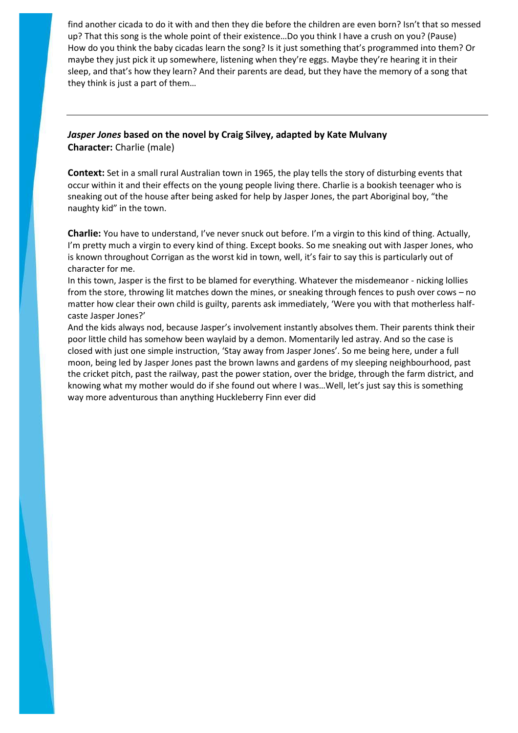find another cicada to do it with and then they die before the children are even born? Isn't that so messed up? That this song is the whole point of their existence…Do you think I have a crush on you? (Pause) How do you think the baby cicadas learn the song? Is it just something that's programmed into them? Or maybe they just pick it up somewhere, listening when they're eggs. Maybe they're hearing it in their sleep, and that's how they learn? And their parents are dead, but they have the memory of a song that they think is just a part of them…

---

***Jasper Jones*** **based on the novel by Craig Silvey, adapted by Kate Mulvany**
**Character:** Charlie (male)

**Context:** Set in a small rural Australian town in 1965, the play tells the story of disturbing events that occur within it and their effects on the young people living there. Charlie is a bookish teenager who is sneaking out of the house after being asked for help by Jasper Jones, the part Aboriginal boy, "the naughty kid" in the town.

**Charlie:** You have to understand, I've never snuck out before. I'm a virgin to this kind of thing. Actually, I'm pretty much a virgin to every kind of thing. Except books. So me sneaking out with Jasper Jones, who is known throughout Corrigan as the worst kid in town, well, it's fair to say this is particularly out of character for me.

In this town, Jasper is the first to be blamed for everything. Whatever the misdemeanor - nicking lollies from the store, throwing lit matches down the mines, or sneaking through fences to push over cows – no matter how clear their own child is guilty, parents ask immediately, 'Were you with that motherless half-caste Jasper Jones?'

And the kids always nod, because Jasper's involvement instantly absolves them. Their parents think their poor little child has somehow been waylaid by a demon. Momentarily led astray. And so the case is closed with just one simple instruction, 'Stay away from Jasper Jones'. So me being here, under a full moon, being led by Jasper Jones past the brown lawns and gardens of my sleeping neighbourhood, past the cricket pitch, past the railway, past the power station, over the bridge, through the farm district, and knowing what my mother would do if she found out where I was…Well, let's just say this is something way more adventurous than anything Huckleberry Finn ever did